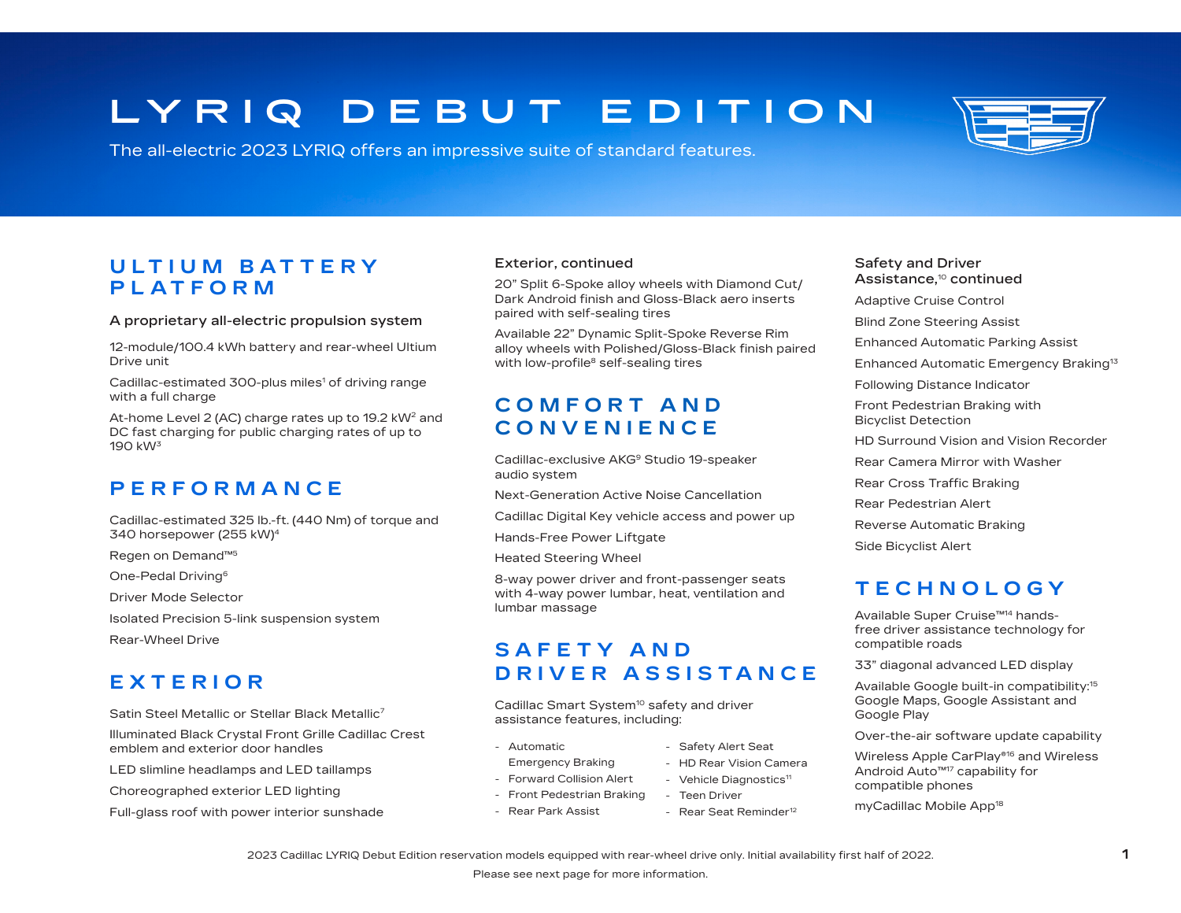# LYRIQ DEBUT EDITION

The all-electric 2023 LYRIQ offers an impressive suite of standard features.

## ULTIUM BATTERY PLATFORM

### A proprietary all-electric propulsion system

12-module/100.4 kWh battery and rear-wheel Ultium Drive unit

Cadillac-estimated 300-plus miles[1] of driving range with a full charge

At-home Level 2 (AC) charge rates up to 19.2 kW[2] and DC fast charging for public charging rates of up to 190 kW[3]

## PERFORMANCE

Cadillac-estimated 325 lb.-ft. (440 Nm) of torque and 340 horsepower (255 kW)[4]

Regen on Demand™[5]

One-Pedal Driving[6]

Driver Mode Selector

Isolated Precision 5-link suspension system

Rear-Wheel Drive

## EXTERIOR

Satin Steel Metallic or Stellar Black Metallic[7]

Illuminated Black Crystal Front Grille Cadillac Crest emblem and exterior door handles

LED slimline headlamps and LED taillamps

Choreographed exterior LED lighting

Full-glass roof with power interior sunshade

### Exterior, continued

20" Split 6-Spoke alloy wheels with Diamond Cut/ Dark Android finish and Gloss-Black aero inserts paired with self-sealing tires

Available 22" Dynamic Split-Spoke Reverse Rim alloy wheels with Polished/Gloss-Black finish paired with low-profile[8] self-sealing tires

## COMFORT AND CONVENIENCE

Cadillac-exclusive AKG[9] Studio 19-speaker audio system

Next-Generation Active Noise Cancellation

Cadillac Digital Key vehicle access and power up

Hands-Free Power Liftgate

Heated Steering Wheel

8-way power driver and front-passenger seats with 4-way power lumbar, heat, ventilation and lumbar massage

## SAFETY AND DRIVER ASSISTANCE

Cadillac Smart System[10] safety and driver assistance features, including:

- Automatic Emergency Braking
- Forward Collision Alert
- Front Pedestrian Braking
- Rear Park Assist
- Safety Alert Seat
- HD Rear Vision Camera
- Vehicle Diagnostics[11]
- Teen Driver
- Rear Seat Reminder[12]

### Safety and Driver Assistance,[10] continued

Adaptive Cruise Control

Blind Zone Steering Assist

Enhanced Automatic Parking Assist

Enhanced Automatic Emergency Braking[13]

Following Distance Indicator

Front Pedestrian Braking with Bicyclist Detection

HD Surround Vision and Vision Recorder

Rear Camera Mirror with Washer

Rear Cross Traffic Braking

Rear Pedestrian Alert

Reverse Automatic Braking

Side Bicyclist Alert

## TECHNOLOGY

Available Super Cruise™[14] hands-free driver assistance technology for compatible roads

33" diagonal advanced LED display

Available Google built-in compatibility:[15] Google Maps, Google Assistant and Google Play

Over-the-air software update capability

Wireless Apple CarPlay®[16] and Wireless Android Auto™[17] capability for compatible phones

myCadillac Mobile App[18]

2023 Cadillac LYRIQ Debut Edition reservation models equipped with rear-wheel drive only. Initial availability first half of 2022.

Please see next page for more information.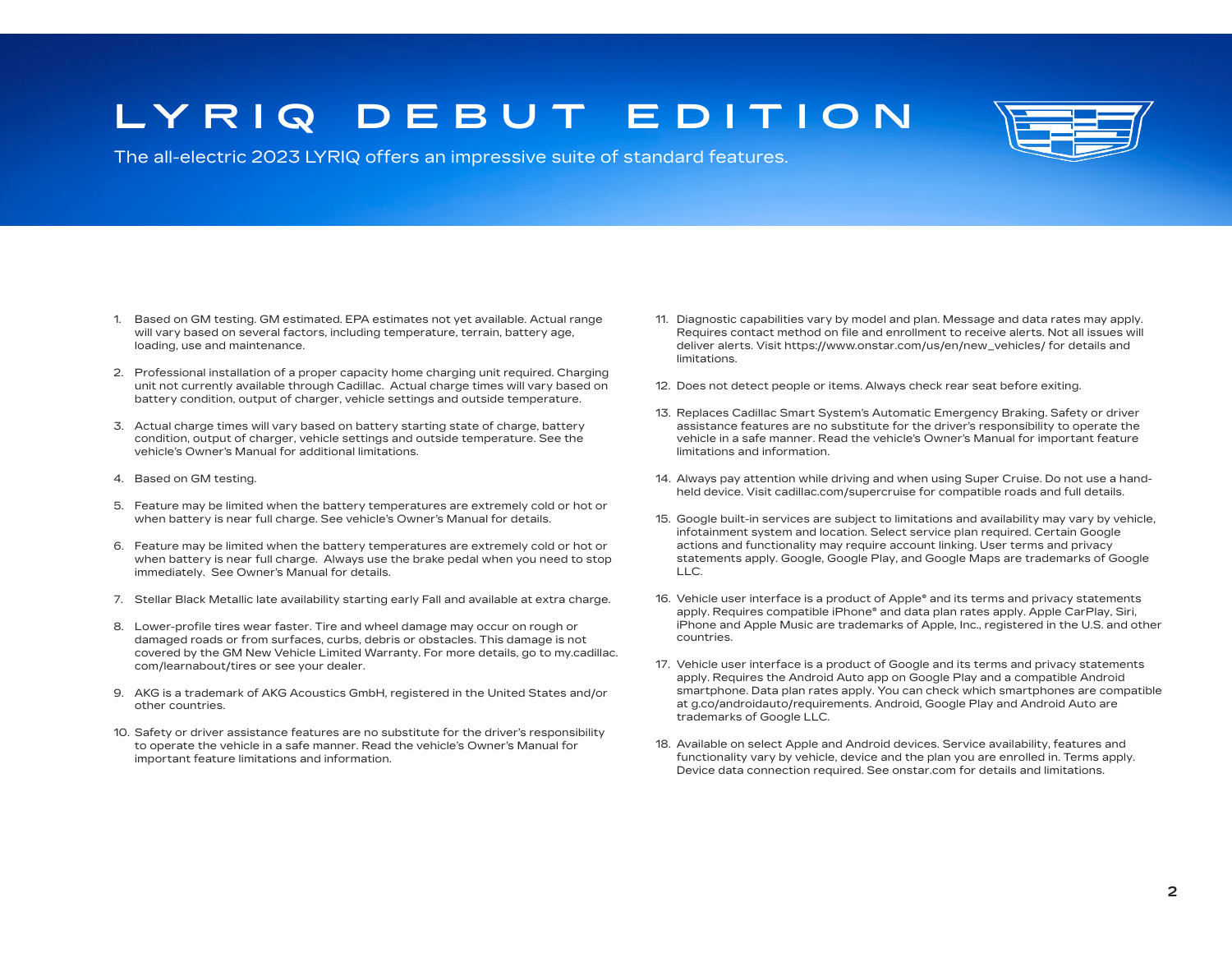# LYRIQ DEBUT EDITION

The all-electric 2023 LYRIQ offers an impressive suite of standard features.

1. Based on GM testing. GM estimated. EPA estimates not yet available. Actual range will vary based on several factors, including temperature, terrain, battery age, loading, use and maintenance.
2. Professional installation of a proper capacity home charging unit required. Charging unit not currently available through Cadillac. Actual charge times will vary based on battery condition, output of charger, vehicle settings and outside temperature.
3. Actual charge times will vary based on battery starting state of charge, battery condition, output of charger, vehicle settings and outside temperature. See the vehicle's Owner's Manual for additional limitations.
4. Based on GM testing.
5. Feature may be limited when the battery temperatures are extremely cold or hot or when battery is near full charge. See vehicle's Owner's Manual for details.
6. Feature may be limited when the battery temperatures are extremely cold or hot or when battery is near full charge. Always use the brake pedal when you need to stop immediately. See Owner's Manual for details.
7. Stellar Black Metallic late availability starting early Fall and available at extra charge.
8. Lower-profile tires wear faster. Tire and wheel damage may occur on rough or damaged roads or from surfaces, curbs, debris or obstacles. This damage is not covered by the GM New Vehicle Limited Warranty. For more details, go to my.cadillac.com/learnabout/tires or see your dealer.
9. AKG is a trademark of AKG Acoustics GmbH, registered in the United States and/or other countries.
10. Safety or driver assistance features are no substitute for the driver's responsibility to operate the vehicle in a safe manner. Read the vehicle's Owner's Manual for important feature limitations and information.
11. Diagnostic capabilities vary by model and plan. Message and data rates may apply. Requires contact method on file and enrollment to receive alerts. Not all issues will deliver alerts. Visit https://www.onstar.com/us/en/new_vehicles/ for details and limitations.
12. Does not detect people or items. Always check rear seat before exiting.
13. Replaces Cadillac Smart System's Automatic Emergency Braking. Safety or driver assistance features are no substitute for the driver's responsibility to operate the vehicle in a safe manner. Read the vehicle's Owner's Manual for important feature limitations and information.
14. Always pay attention while driving and when using Super Cruise. Do not use a hand-held device. Visit cadillac.com/supercruise for compatible roads and full details.
15. Google built-in services are subject to limitations and availability may vary by vehicle, infotainment system and location. Select service plan required. Certain Google actions and functionality may require account linking. User terms and privacy statements apply. Google, Google Play, and Google Maps are trademarks of Google LLC.
16. Vehicle user interface is a product of Apple® and its terms and privacy statements apply. Requires compatible iPhone® and data plan rates apply. Apple CarPlay, Siri, iPhone and Apple Music are trademarks of Apple, Inc., registered in the U.S. and other countries.
17. Vehicle user interface is a product of Google and its terms and privacy statements apply. Requires the Android Auto app on Google Play and a compatible Android smartphone. Data plan rates apply. You can check which smartphones are compatible at g.co/androidauto/requirements. Android, Google Play and Android Auto are trademarks of Google LLC.
18. Available on select Apple and Android devices. Service availability, features and functionality vary by vehicle, device and the plan you are enrolled in. Terms apply. Device data connection required. See onstar.com for details and limitations.